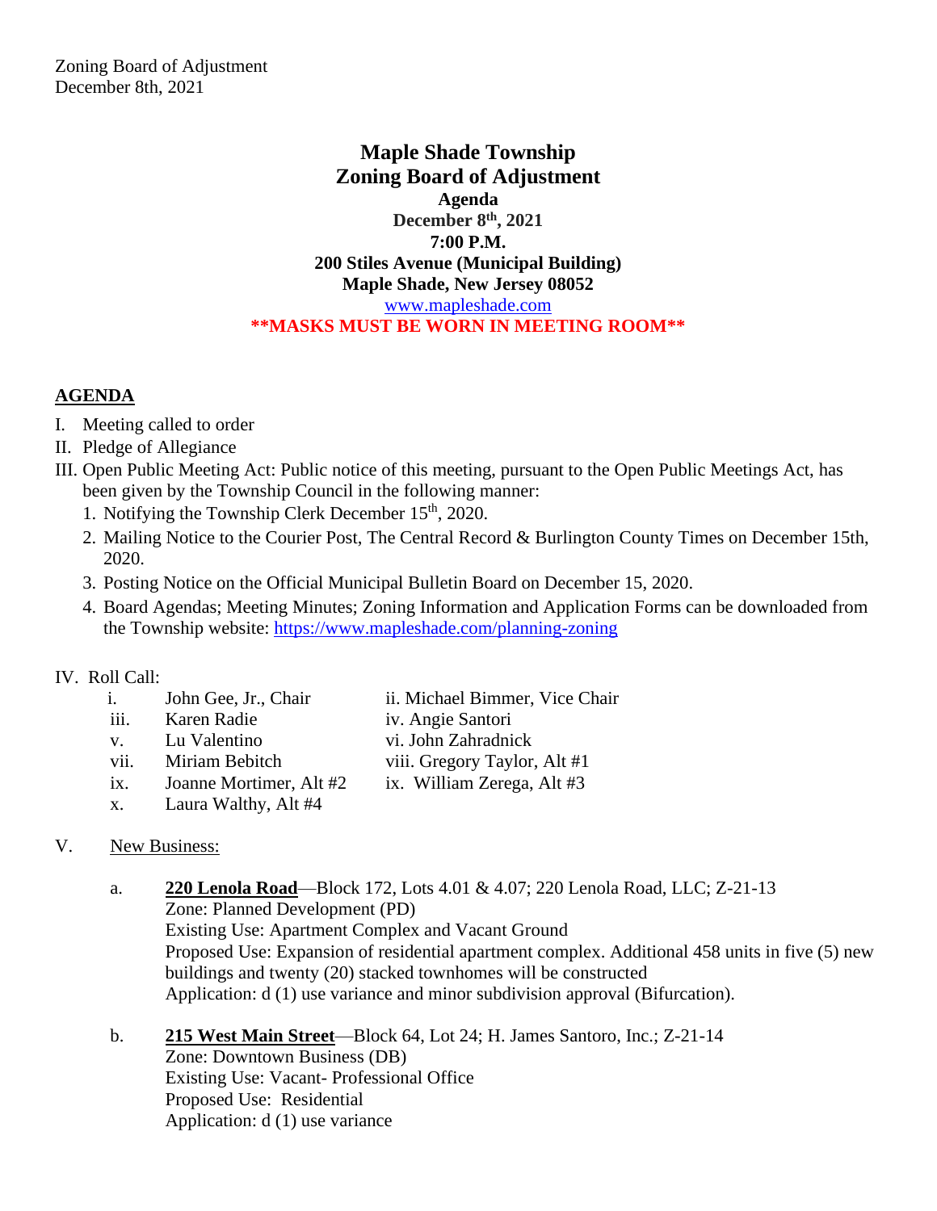Zoning Board of Adjustment
December 8th, 2021

# Maple Shade Township
# Zoning Board of Adjustment

**Agenda**
**December 8th, 2021**
**7:00 P.M.**
**200 Stiles Avenue (Municipal Building)**
**Maple Shade, New Jersey 08052**
www.mapleshade.com
****MASKS MUST BE WORN IN MEETING ROOM****

## AGENDA

I. Meeting called to order

II. Pledge of Allegiance

III. Open Public Meeting Act: Public notice of this meeting, pursuant to the Open Public Meetings Act, has been given by the Township Council in the following manner:

1. Notifying the Township Clerk December 15th, 2020.
2. Mailing Notice to the Courier Post, The Central Record & Burlington County Times on December 15th, 2020.
3. Posting Notice on the Official Municipal Bulletin Board on December 15, 2020.
4. Board Agendas; Meeting Minutes; Zoning Information and Application Forms can be downloaded from the Township website: https://www.mapleshade.com/planning-zoning

IV. Roll Call:

- i. John Gee, Jr., Chair
- ii. Michael Bimmer, Vice Chair
- iii. Karen Radie
- iv. Angie Santori
- v. Lu Valentino
- vi. John Zahradnick
- vii. Miriam Bebitch
- viii. Gregory Taylor, Alt #1
- ix. Joanne Mortimer, Alt #2
- ix. William Zerega, Alt #3
- x. Laura Walthy, Alt #4

V. New Business:

a. **220 Lenola Road**—Block 172, Lots 4.01 & 4.07; 220 Lenola Road, LLC; Z-21-13
Zone: Planned Development (PD)
Existing Use: Apartment Complex and Vacant Ground
Proposed Use: Expansion of residential apartment complex. Additional 458 units in five (5) new buildings and twenty (20) stacked townhomes will be constructed
Application: d (1) use variance and minor subdivision approval (Bifurcation).

b. **215 West Main Street**—Block 64, Lot 24; H. James Santoro, Inc.; Z-21-14
Zone: Downtown Business (DB)
Existing Use: Vacant- Professional Office
Proposed Use: Residential
Application: d (1) use variance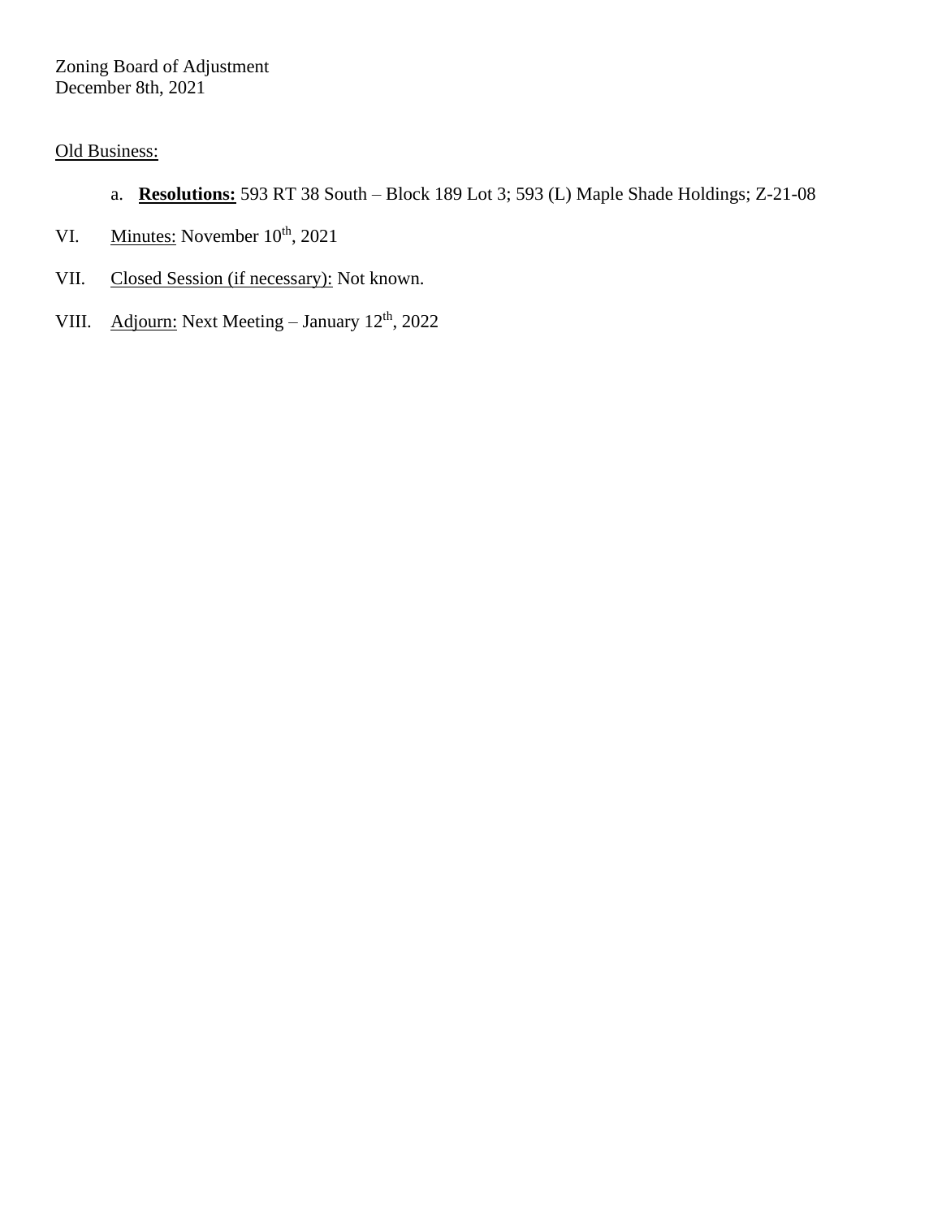Zoning Board of Adjustment
December 8th, 2021

Old Business:

a. **Resolutions:** 593 RT 38 South – Block 189 Lot 3; 593 (L) Maple Shade Holdings; Z-21-08

VI. Minutes: November 10th, 2021

VII. Closed Session (if necessary): Not known.

VIII. Adjourn: Next Meeting – January 12th, 2022